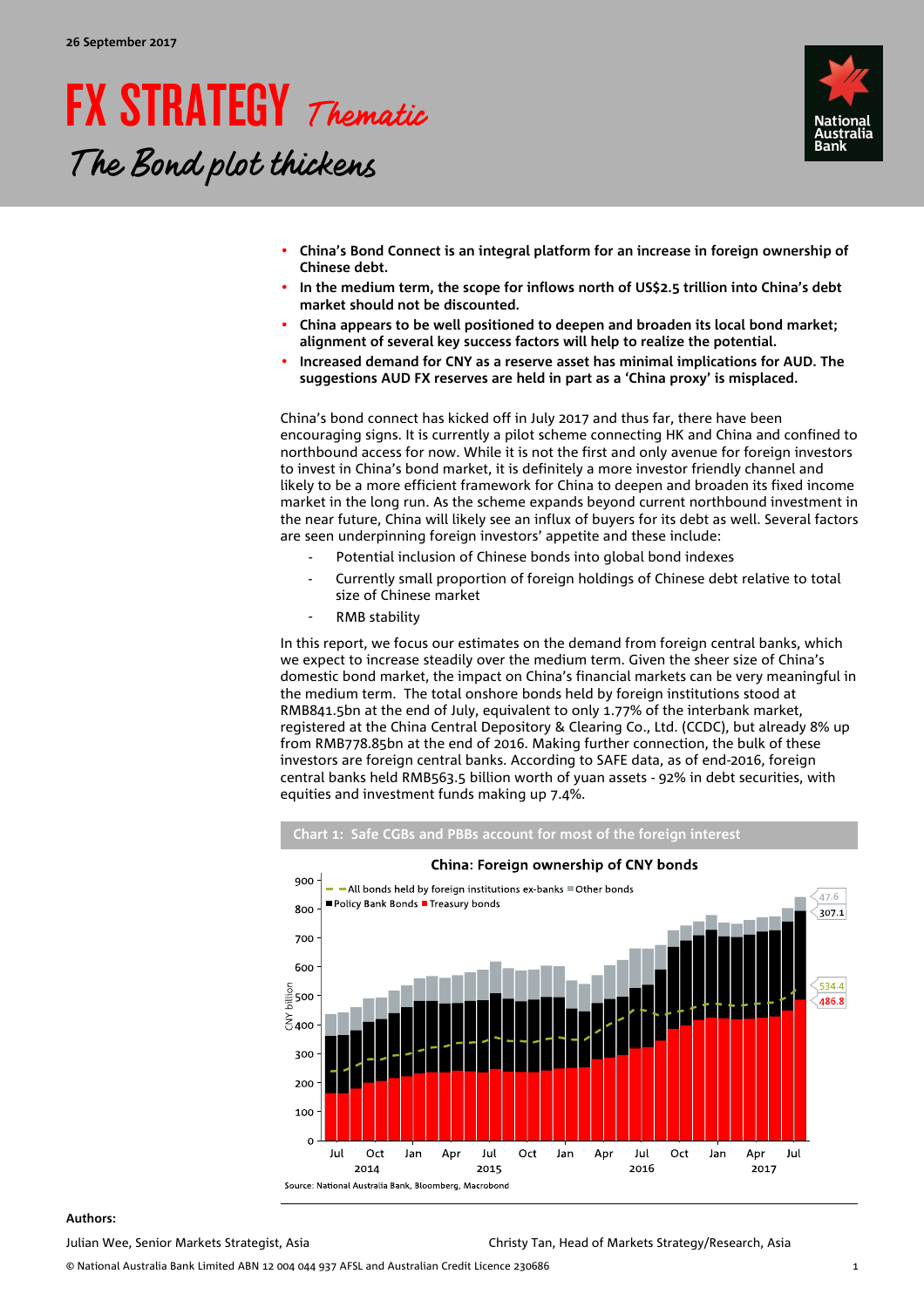26 September 2017

# FX STRATEGY *Thematic*

## *The Bond plot thickens*

- **China's Bond Connect is an integral platform for an increase in foreign ownership of Chinese debt.**
- **In the medium term, the scope for inflows north of US$2.5 trillion into China's debt market should not be discounted.**
- **China appears to be well positioned to deepen and broaden its local bond market; alignment of several key success factors will help to realize the potential.**
- **Increased demand for CNY as a reserve asset has minimal implications for AUD. The suggestions AUD FX reserves are held in part as a 'China proxy' is misplaced.**

China's bond connect has kicked off in July 2017 and thus far, there have been encouraging signs. It is currently a pilot scheme connecting HK and China and confined to northbound access for now. While it is not the first and only avenue for foreign investors to invest in China's bond market, it is definitely a more investor friendly channel and likely to be a more efficient framework for China to deepen and broaden its fixed income market in the long run. As the scheme expands beyond current northbound investment in the near future, China will likely see an influx of buyers for its debt as well. Several factors are seen underpinning foreign investors' appetite and these include:

- Potential inclusion of Chinese bonds into global bond indexes
- Currently small proportion of foreign holdings of Chinese debt relative to total size of Chinese market
- RMB stability

In this report, we focus our estimates on the demand from foreign central banks, which we expect to increase steadily over the medium term. Given the sheer size of China's domestic bond market, the impact on China's financial markets can be very meaningful in the medium term. The total onshore bonds held by foreign institutions stood at RMB841.5bn at the end of July, equivalent to only 1.77% of the interbank market, registered at the China Central Depository & Clearing Co., Ltd. (CCDC), but already 8% up from RMB778.85bn at the end of 2016. Making further connection, the bulk of these investors are foreign central banks. According to SAFE data, as of end-2016, foreign central banks held RMB563.5 billion worth of yuan assets - 92% in debt securities, with equities and investment funds making up 7.4%.

**Chart 1: Safe CGBs and PBBs account for most of the foreign interest**

Source: National Australia Bank, Bloomberg, Macrobond

**Authors:**

Julian Wee, Senior Markets Strategist, Asia

Christy Tan, Head of Markets Strategy/Research, Asia

© National Australia Bank Limited ABN 12 004 044 937 AFSL and Australian Credit Licence 230686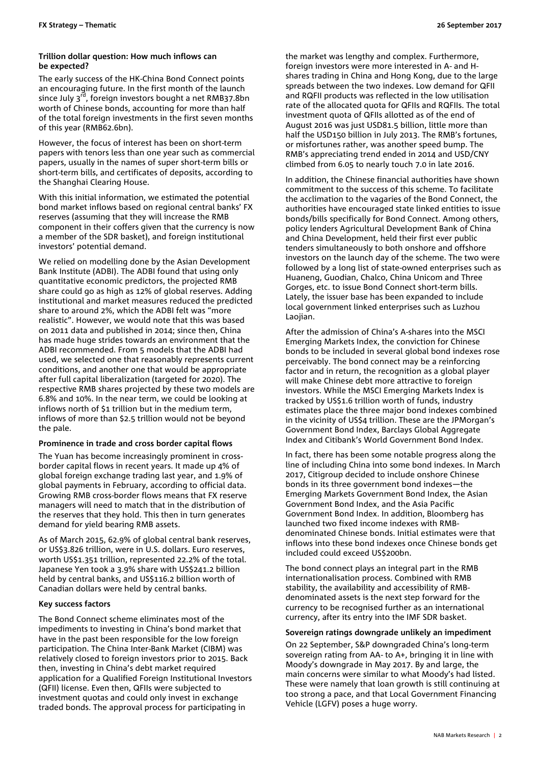**Trillion dollar question: How much inflows can be expected?**

The early success of the HK-China Bond Connect points an encouraging future. In the first month of the launch since July 3rd, foreign investors bought a net RMB37.8bn worth of Chinese bonds, accounting for more than half of the total foreign investments in the first seven months of this year (RMB62.6bn).

However, the focus of interest has been on short-term papers with tenors less than one year such as commercial papers, usually in the names of super short-term bills or short-term bills, and certificates of deposits, according to the Shanghai Clearing House.

With this initial information, we estimated the potential bond market inflows based on regional central banks' FX reserves (assuming that they will increase the RMB component in their coffers given that the currency is now a member of the SDR basket), and foreign institutional investors' potential demand.

We relied on modelling done by the Asian Development Bank Institute (ADBI). The ADBI found that using only quantitative economic predictors, the projected RMB share could go as high as 12% of global reserves. Adding institutional and market measures reduced the predicted share to around 2%, which the ADBI felt was "more realistic". However, we would note that this was based on 2011 data and published in 2014; since then, China has made huge strides towards an environment that the ADBI recommended. From 5 models that the ADBI had used, we selected one that reasonably represents current conditions, and another one that would be appropriate after full capital liberalization (targeted for 2020). The respective RMB shares projected by these two models are 6.8% and 10%. In the near term, we could be looking at inflows north of $1 trillion but in the medium term, inflows of more than $2.5 trillion would not be beyond the pale.

**Prominence in trade and cross border capital flows**

The Yuan has become increasingly prominent in cross-border capital flows in recent years. It made up 4% of global foreign exchange trading last year, and 1.9% of global payments in February, according to official data. Growing RMB cross-border flows means that FX reserve managers will need to match that in the distribution of the reserves that they hold. This then in turn generates demand for yield bearing RMB assets.

As of March 2015, 62.9% of global central bank reserves, or US$3.826 trillion, were in U.S. dollars. Euro reserves, worth US$1.351 trillion, represented 22.2% of the total. Japanese Yen took a 3.9% share with US$241.2 billion held by central banks, and US$116.2 billion worth of Canadian dollars were held by central banks.

**Key success factors**

The Bond Connect scheme eliminates most of the impediments to investing in China's bond market that have in the past been responsible for the low foreign participation. The China Inter-Bank Market (CIBM) was relatively closed to foreign investors prior to 2015. Back then, investing in China's debt market required application for a Qualified Foreign Institutional Investors (QFII) license. Even then, QFIIs were subjected to investment quotas and could only invest in exchange traded bonds. The approval process for participating in the market was lengthy and complex. Furthermore, foreign investors were more interested in A- and H-shares trading in China and Hong Kong, due to the large spreads between the two indexes. Low demand for QFII and RQFII products was reflected in the low utilisation rate of the allocated quota for QFIIs and RQFIIs. The total investment quota of QFIIs allotted as of the end of August 2016 was just USD81.5 billion, little more than half the USD150 billion in July 2013. The RMB's fortunes, or misfortunes rather, was another speed bump. The RMB's appreciating trend ended in 2014 and USD/CNY climbed from 6.05 to nearly touch 7.0 in late 2016.

In addition, the Chinese financial authorities have shown commitment to the success of this scheme. To facilitate the acclimation to the vagaries of the Bond Connect, the authorities have encouraged state linked entities to issue bonds/bills specifically for Bond Connect. Among others, policy lenders Agricultural Development Bank of China and China Development, held their first ever public tenders simultaneously to both onshore and offshore investors on the launch day of the scheme. The two were followed by a long list of state-owned enterprises such as Huaneng, Guodian, Chalco, China Unicom and Three Gorges, etc. to issue Bond Connect short-term bills. Lately, the issuer base has been expanded to include local government linked enterprises such as Luzhou Laojian.

After the admission of China's A-shares into the MSCI Emerging Markets Index, the conviction for Chinese bonds to be included in several global bond indexes rose perceivably. The bond connect may be a reinforcing factor and in return, the recognition as a global player will make Chinese debt more attractive to foreign investors. While the MSCI Emerging Markets Index is tracked by US$1.6 trillion worth of funds, industry estimates place the three major bond indexes combined in the vicinity of US$4 trillion. These are the JPMorgan's Government Bond Index, Barclays Global Aggregate Index and Citibank's World Government Bond Index.

In fact, there has been some notable progress along the line of including China into some bond indexes. In March 2017, Citigroup decided to include onshore Chinese bonds in its three government bond indexes—the Emerging Markets Government Bond Index, the Asian Government Bond Index, and the Asia Pacific Government Bond Index. In addition, Bloomberg has launched two fixed income indexes with RMB-denominated Chinese bonds. Initial estimates were that inflows into these bond indexes once Chinese bonds get included could exceed US$200bn.

The bond connect plays an integral part in the RMB internationalisation process. Combined with RMB stability, the availability and accessibility of RMB-denominated assets is the next step forward for the currency to be recognised further as an international currency, after its entry into the IMF SDR basket.

**Sovereign ratings downgrade unlikely an impediment**

On 22 September, S&P downgraded China's long-term sovereign rating from AA- to A+, bringing it in line with Moody's downgrade in May 2017. By and large, the main concerns were similar to what Moody's had listed. These were namely that loan growth is still continuing at too strong a pace, and that Local Government Financing Vehicle (LGFV) poses a huge worry.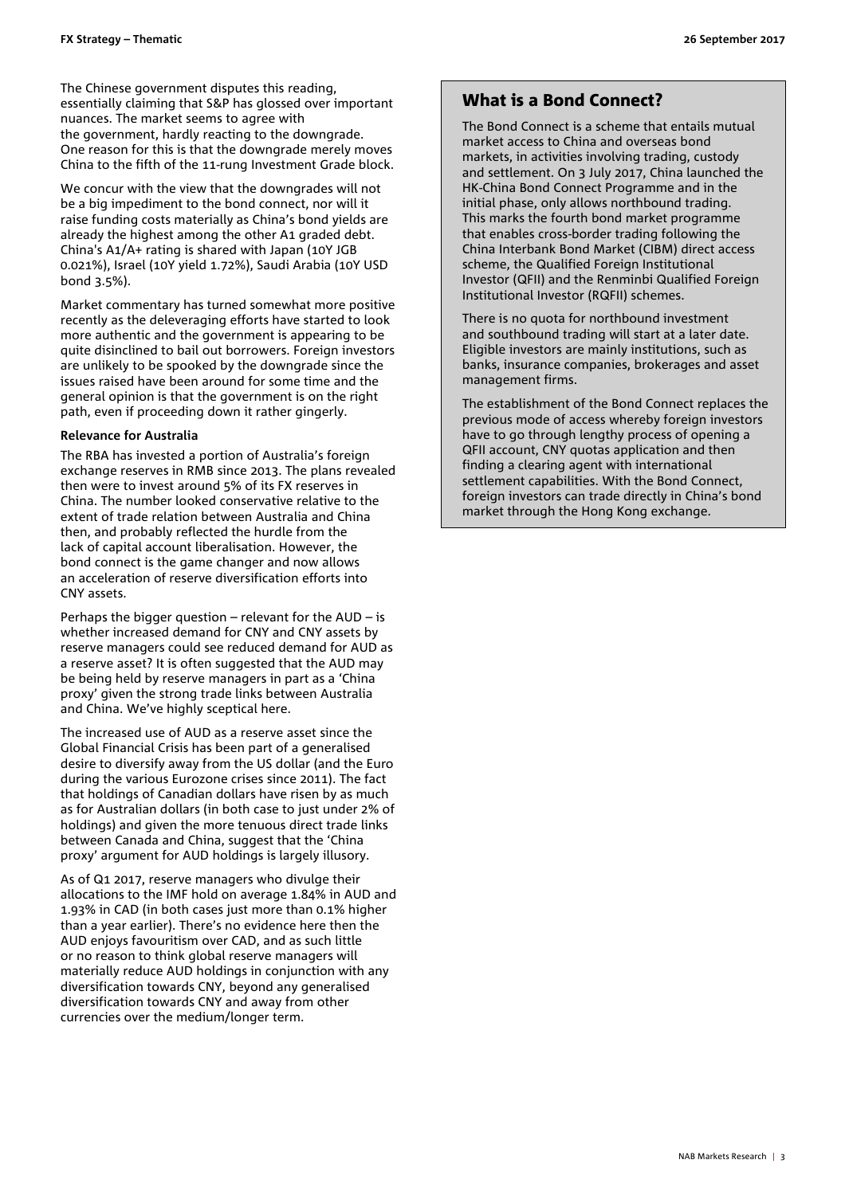The Chinese government disputes this reading, essentially claiming that S&P has glossed over important nuances. The market seems to agree with the government, hardly reacting to the downgrade. One reason for this is that the downgrade merely moves China to the fifth of the 11-rung Investment Grade block.

We concur with the view that the downgrades will not be a big impediment to the bond connect, nor will it raise funding costs materially as China's bond yields are already the highest among the other A1 graded debt. China's A1/A+ rating is shared with Japan (10Y JGB 0.021%), Israel (10Y yield 1.72%), Saudi Arabia (10Y USD bond 3.5%).

Market commentary has turned somewhat more positive recently as the deleveraging efforts have started to look more authentic and the government is appearing to be quite disinclined to bail out borrowers. Foreign investors are unlikely to be spooked by the downgrade since the issues raised have been around for some time and the general opinion is that the government is on the right path, even if proceeding down it rather gingerly.

**Relevance for Australia**

The RBA has invested a portion of Australia's foreign exchange reserves in RMB since 2013. The plans revealed then were to invest around 5% of its FX reserves in China. The number looked conservative relative to the extent of trade relation between Australia and China then, and probably reflected the hurdle from the lack of capital account liberalisation. However, the bond connect is the game changer and now allows an acceleration of reserve diversification efforts into CNY assets.

Perhaps the bigger question – relevant for the AUD – is whether increased demand for CNY and CNY assets by reserve managers could see reduced demand for AUD as a reserve asset? It is often suggested that the AUD may be being held by reserve managers in part as a 'China proxy' given the strong trade links between Australia and China. We've highly sceptical here.

The increased use of AUD as a reserve asset since the Global Financial Crisis has been part of a generalised desire to diversify away from the US dollar (and the Euro during the various Eurozone crises since 2011). The fact that holdings of Canadian dollars have risen by as much as for Australian dollars (in both case to just under 2% of holdings) and given the more tenuous direct trade links between Canada and China, suggest that the 'China proxy' argument for AUD holdings is largely illusory.

As of Q1 2017, reserve managers who divulge their allocations to the IMF hold on average 1.84% in AUD and 1.93% in CAD (in both cases just more than 0.1% higher than a year earlier). There's no evidence here then the AUD enjoys favouritism over CAD, and as such little or no reason to think global reserve managers will materially reduce AUD holdings in conjunction with any diversification towards CNY, beyond any generalised diversification towards CNY and away from other currencies over the medium/longer term.

## What is a Bond Connect?

The Bond Connect is a scheme that entails mutual market access to China and overseas bond markets, in activities involving trading, custody and settlement. On 3 July 2017, China launched the HK-China Bond Connect Programme and in the initial phase, only allows northbound trading. This marks the fourth bond market programme that enables cross-border trading following the China Interbank Bond Market (CIBM) direct access scheme, the Qualified Foreign Institutional Investor (QFII) and the Renminbi Qualified Foreign Institutional Investor (RQFII) schemes.

There is no quota for northbound investment and southbound trading will start at a later date. Eligible investors are mainly institutions, such as banks, insurance companies, brokerages and asset management firms.

The establishment of the Bond Connect replaces the previous mode of access whereby foreign investors have to go through lengthy process of opening a QFII account, CNY quotas application and then finding a clearing agent with international settlement capabilities. With the Bond Connect, foreign investors can trade directly in China's bond market through the Hong Kong exchange.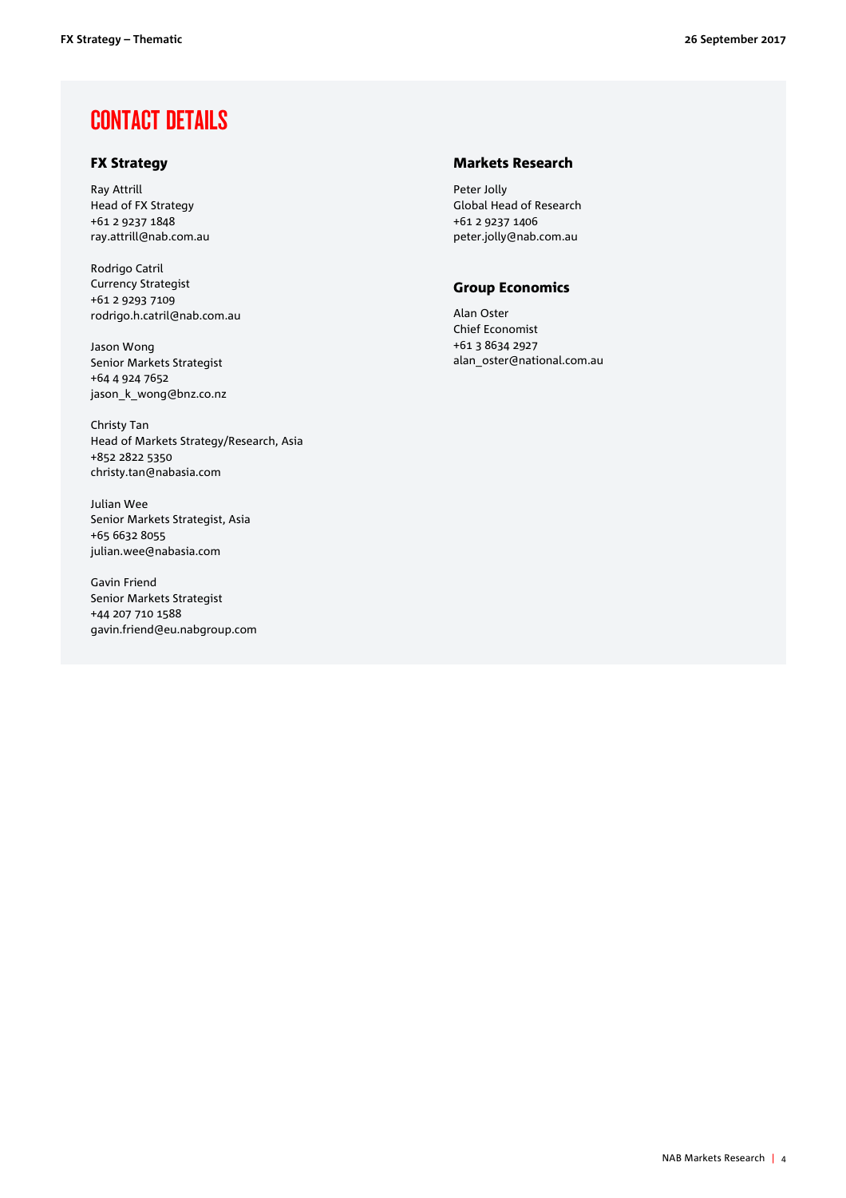# CONTACT DETAILS

## FX Strategy

Ray Attrill
Head of FX Strategy
+61 2 9237 1848
ray.attrill@nab.com.au

Rodrigo Catril
Currency Strategist
+61 2 9293 7109
rodrigo.h.catril@nab.com.au

Jason Wong
Senior Markets Strategist
+64 4 924 7652
jason_k_wong@bnz.co.nz

Christy Tan
Head of Markets Strategy/Research, Asia
+852 2822 5350
christy.tan@nabasia.com

Julian Wee
Senior Markets Strategist, Asia
+65 6632 8055
julian.wee@nabasia.com

Gavin Friend
Senior Markets Strategist
+44 207 710 1588
gavin.friend@eu.nabgroup.com

## Markets Research

Peter Jolly
Global Head of Research
+61 2 9237 1406
peter.jolly@nab.com.au

## Group Economics

Alan Oster
Chief Economist
+61 3 8634 2927
alan_oster@national.com.au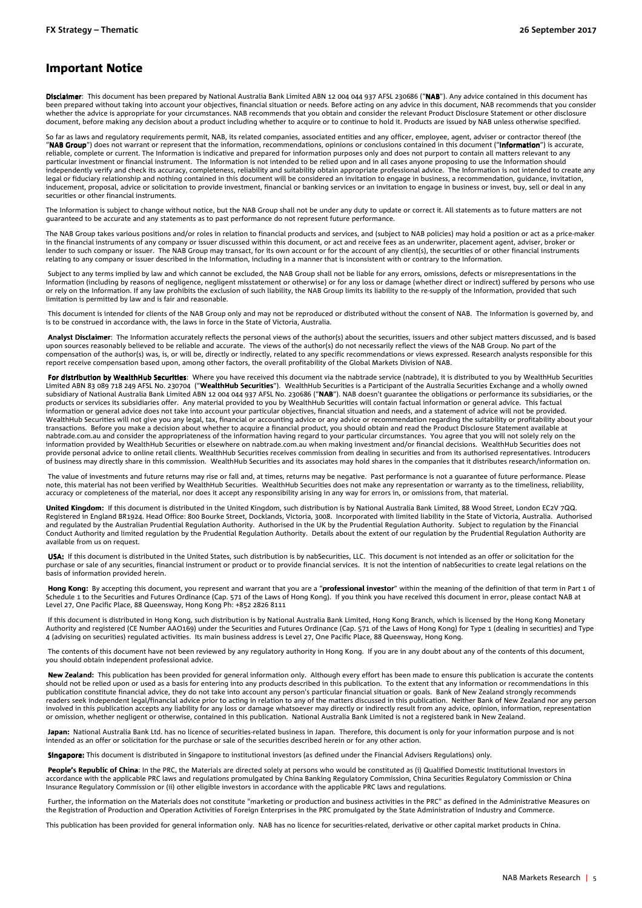## Important Notice

**Disclaimer**: This document has been prepared by National Australia Bank Limited ABN 12 004 044 937 AFSL 230686 ("**NAB**"). Any advice contained in this document has been prepared without taking into account your objectives, financial situation or needs. Before acting on any advice in this document, NAB recommends that you consider whether the advice is appropriate for your circumstances. NAB recommends that you obtain and consider the relevant Product Disclosure Statement or other disclosure document, before making any decision about a product including whether to acquire or to continue to hold it. Products are issued by NAB unless otherwise specified.

So far as laws and regulatory requirements permit, NAB, its related companies, associated entities and any officer, employee, agent, adviser or contractor thereof (the "**NAB Group**") does not warrant or represent that the information, recommendations, opinions or conclusions contained in this document ("**Information**") is accurate, reliable, complete or current. The Information is indicative and prepared for information purposes only and does not purport to contain all matters relevant to any particular investment or financial instrument. The Information is not intended to be relied upon and in all cases anyone proposing to use the Information should independently verify and check its accuracy, completeness, reliability and suitability obtain appropriate professional advice. The Information is not intended to create any legal or fiduciary relationship and nothing contained in this document will be considered an invitation to engage in business, a recommendation, guidance, invitation, inducement, proposal, advice or solicitation to provide investment, financial or banking services or an invitation to engage in business or invest, buy, sell or deal in any securities or other financial instruments.

The Information is subject to change without notice, but the NAB Group shall not be under any duty to update or correct it. All statements as to future matters are not guaranteed to be accurate and any statements as to past performance do not represent future performance.

The NAB Group takes various positions and/or roles in relation to financial products and services, and (subject to NAB policies) may hold a position or act as a price-maker in the financial instruments of any company or issuer discussed within this document, or act and receive fees as an underwriter, placement agent, adviser, broker or lender to such company or issuer. The NAB Group may transact, for its own account or for the account of any client(s), the securities of or other financial instruments relating to any company or issuer described in the Information, including in a manner that is inconsistent with or contrary to the Information.

Subject to any terms implied by law and which cannot be excluded, the NAB Group shall not be liable for any errors, omissions, defects or misrepresentations in the Information (including by reasons of negligence, negligent misstatement or otherwise) or for any loss or damage (whether direct or indirect) suffered by persons who use or rely on the Information. If any law prohibits the exclusion of such liability, the NAB Group limits its liability to the re-supply of the Information, provided that such limitation is permitted by law and is fair and reasonable.

This document is intended for clients of the NAB Group only and may not be reproduced or distributed without the consent of NAB. The Information is governed by, and is to be construed in accordance with, the laws in force in the State of Victoria, Australia.

**Analyst Disclaimer**: The Information accurately reflects the personal views of the author(s) about the securities, issuers and other subject matters discussed, and is based upon sources reasonably believed to be reliable and accurate. The views of the author(s) do not necessarily reflect the views of the NAB Group. No part of the compensation of the author(s) was, is, or will be, directly or indirectly, related to any specific recommendations or views expressed. Research analysts responsible for this report receive compensation based upon, among other factors, the overall profitability of the Global Markets Division of NAB.

**For distribution by WealthHub Securities**: Where you have received this document via the nabtrade service (nabtrade), it is distributed to you by WealthHub Securities Limited ABN 83 089 718 249 AFSL No. 230704 ("**WealthHub Securities**"). WealthHub Securities is a Participant of the Australia Securities Exchange and a wholly owned subsidiary of National Australia Bank Limited ABN 12 004 044 937 AFSL No. 230686 ("**NAB**"). NAB doesn't guarantee the obligations or performance its subsidiaries, or the products or services its subsidiaries offer. Any material provided to you by WealthHub Securities will contain factual information or general advice. This factual information or general advice does not take into account your particular objectives, financial situation and needs, and a statement of advice will not be provided. WealthHub Securities will not give you any legal, tax, financial or accounting advice or any advice or recommendation regarding the suitability or profitability about your transactions. Before you make a decision about whether to acquire a financial product, you should obtain and read the Product Disclosure Statement available at nabtrade.com.au and consider the appropriateness of the information having regard to your particular circumstances. You agree that you will not solely rely on the information provided by WealthHub Securities or elsewhere on nabtrade.com.au when making investment and/or financial decisions. WealthHub Securities does not provide personal advice to online retail clients. WealthHub Securities receives commission from dealing in securities and from its authorised representatives. Introducers of business may directly share in this commission. WealthHub Securities and its associates may hold shares in the companies that it distributes research/information on.

The value of investments and future returns may rise or fall and, at times, returns may be negative. Past performance is not a guarantee of future performance. Please note, this material has not been verified by WealthHub Securities. WealthHub Securities does not make any representation or warranty as to the timeliness, reliability, accuracy or completeness of the material, nor does it accept any responsibility arising in any way for errors in, or omissions from, that material.

**United Kingdom:** If this document is distributed in the United Kingdom, such distribution is by National Australia Bank Limited, 88 Wood Street, London EC2V 7QQ. Registered in England BR1924. Head Office: 800 Bourke Street, Docklands, Victoria, 3008. Incorporated with limited liability in the State of Victoria, Australia. Authorised and regulated by the Australian Prudential Regulation Authority. Authorised in the UK by the Prudential Regulation Authority. Subject to regulation by the Financial Conduct Authority and limited regulation by the Prudential Regulation Authority. Details about the extent of our regulation by the Prudential Regulation Authority are available from us on request.

**USA:** If this document is distributed in the United States, such distribution is by nabSecurities, LLC. This document is not intended as an offer or solicitation for the purchase or sale of any securities, financial instrument or product or to provide financial services. It is not the intention of nabSecurities to create legal relations on the basis of information provided herein.

**Hong Kong:** By accepting this document, you represent and warrant that you are a "**professional investor**" within the meaning of the definition of that term in Part 1 of Schedule 1 to the Securities and Futures Ordinance (Cap. 571 of the Laws of Hong Kong). If you think you have received this document in error, please contact NAB at Level 27, One Pacific Place, 88 Queensway, Hong Kong Ph: +852 2826 8111

If this document is distributed in Hong Kong, such distribution is by National Australia Bank Limited, Hong Kong Branch, which is licensed by the Hong Kong Monetary Authority and registered (CE Number AAO169) under the Securities and Futures Ordinance (Cap. 571 of the Laws of Hong Kong) for Type 1 (dealing in securities) and Type 4 (advising on securities) regulated activities. Its main business address is Level 27, One Pacific Place, 88 Queensway, Hong Kong.

The contents of this document have not been reviewed by any regulatory authority in Hong Kong. If you are in any doubt about any of the contents of this document, you should obtain independent professional advice.

**New Zealand:** This publication has been provided for general information only. Although every effort has been made to ensure this publication is accurate the contents should not be relied upon or used as a basis for entering into any products described in this publication. To the extent that any information or recommendations in this publication constitute financial advice, they do not take into account any person's particular financial situation or goals. Bank of New Zealand strongly recommends readers seek independent legal/financial advice prior to acting in relation to any of the matters discussed in this publication. Neither Bank of New Zealand nor any person involved in this publication accepts any liability for any loss or damage whatsoever may directly or indirectly result from any advice, opinion, information, representation or omission, whether negligent or otherwise, contained in this publication. National Australia Bank Limited is not a registered bank in New Zealand.

**Japan:** National Australia Bank Ltd. has no licence of securities-related business in Japan. Therefore, this document is only for your information purpose and is not intended as an offer or solicitation for the purchase or sale of the securities described herein or for any other action.

**Singapore:** This document is distributed in Singapore to institutional investors (as defined under the Financial Advisers Regulations) only.

**People's Republic of China**: In the PRC, the Materials are directed solely at persons who would be constituted as (i) Qualified Domestic Institutional Investors in accordance with the applicable PRC laws and regulations promulgated by China Banking Regulatory Commission, China Securities Regulatory Commission or China Insurance Regulatory Commission or (ii) other eligible investors in accordance with the applicable PRC laws and regulations.

Further, the information on the Materials does not constitute "marketing or production and business activities in the PRC" as defined in the Administrative Measures on the Registration of Production and Operation Activities of Foreign Enterprises in the PRC promulgated by the State Administration of Industry and Commerce.

This publication has been provided for general information only. NAB has no licence for securities-related, derivative or other capital market products in China.